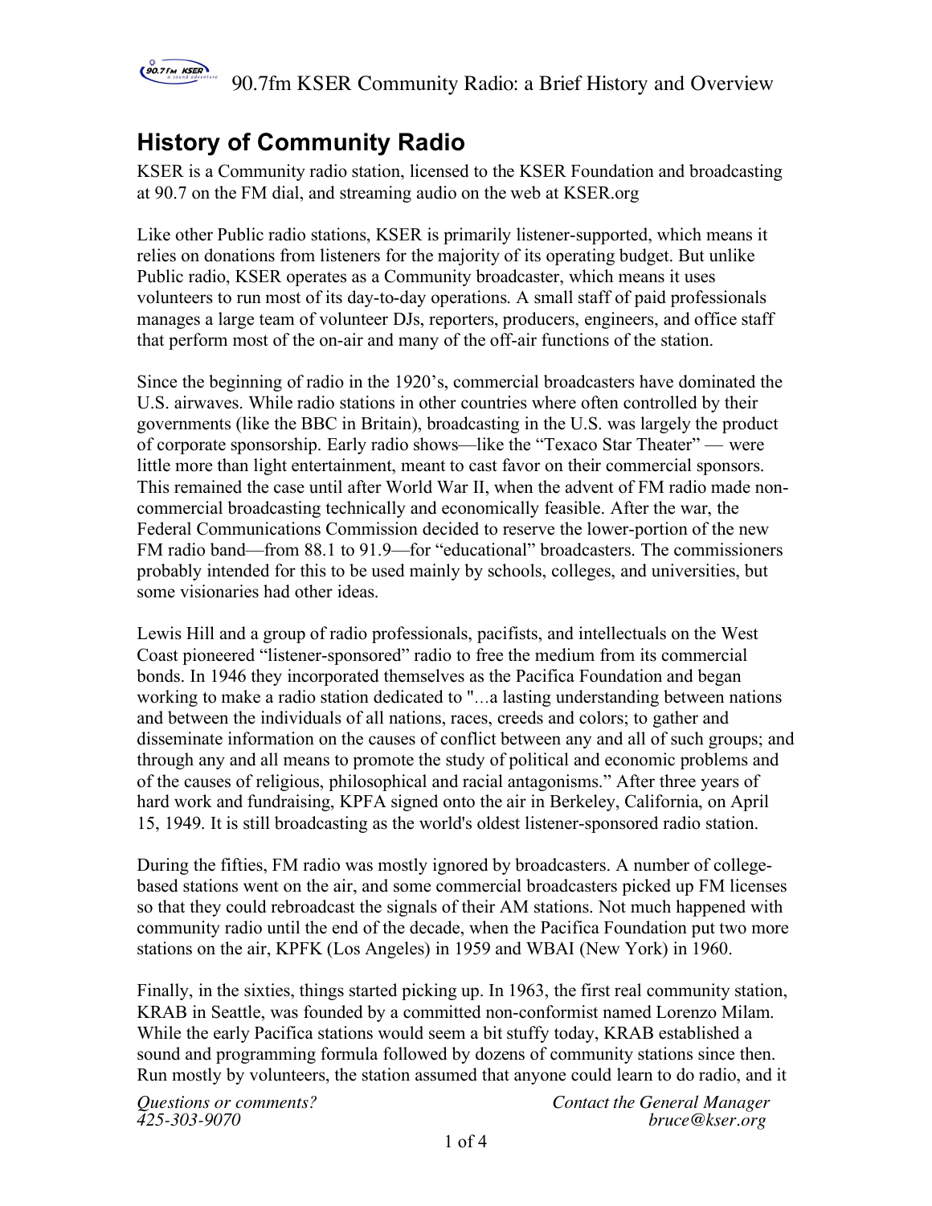# History of Community Radio

KSER is a Community radio station, licensed to the KSER Foundation and broadcasting at 90.7 on the FM dial, and streaming audio on the web at KSER.org

Like other Public radio stations, KSER is primarily listener-supported, which means it relies on donations from listeners for the majority of its operating budget. But unlike Public radio, KSER operates as a Community broadcaster, which means it uses volunteers to run most of its day-to-day operations. A small staff of paid professionals manages a large team of volunteer DJs, reporters, producers, engineers, and office staff that perform most of the on-air and many of the off-air functions of the station.

Since the beginning of radio in the 1920's, commercial broadcasters have dominated the U.S. airwaves. While radio stations in other countries where often controlled by their governments (like the BBC in Britain), broadcasting in the U.S. was largely the product of corporate sponsorship. Early radio shows—like the "Texaco Star Theater" — were little more than light entertainment, meant to cast favor on their commercial sponsors. This remained the case until after World War II, when the advent of FM radio made non-commercial broadcasting technically and economically feasible. After the war, the Federal Communications Commission decided to reserve the lower-portion of the new FM radio band—from 88.1 to 91.9—for "educational" broadcasters. The commissioners probably intended for this to be used mainly by schools, colleges, and universities, but some visionaries had other ideas.

Lewis Hill and a group of radio professionals, pacifists, and intellectuals on the West Coast pioneered "listener-sponsored" radio to free the medium from its commercial bonds. In 1946 they incorporated themselves as the Pacifica Foundation and began working to make a radio station dedicated to "...a lasting understanding between nations and between the individuals of all nations, races, creeds and colors; to gather and disseminate information on the causes of conflict between any and all of such groups; and through any and all means to promote the study of political and economic problems and of the causes of religious, philosophical and racial antagonisms." After three years of hard work and fundraising, KPFA signed onto the air in Berkeley, California, on April 15, 1949. It is still broadcasting as the world's oldest listener-sponsored radio station.

During the fifties, FM radio was mostly ignored by broadcasters. A number of college-based stations went on the air, and some commercial broadcasters picked up FM licenses so that they could rebroadcast the signals of their AM stations. Not much happened with community radio until the end of the decade, when the Pacifica Foundation put two more stations on the air, KPFK (Los Angeles) in 1959 and WBAI (New York) in 1960.

Finally, in the sixties, things started picking up. In 1963, the first real community station, KRAB in Seattle, was founded by a committed non-conformist named Lorenzo Milam. While the early Pacifica stations would seem a bit stuffy today, KRAB established a sound and programming formula followed by dozens of community stations since then. Run mostly by volunteers, the station assumed that anyone could learn to do radio, and it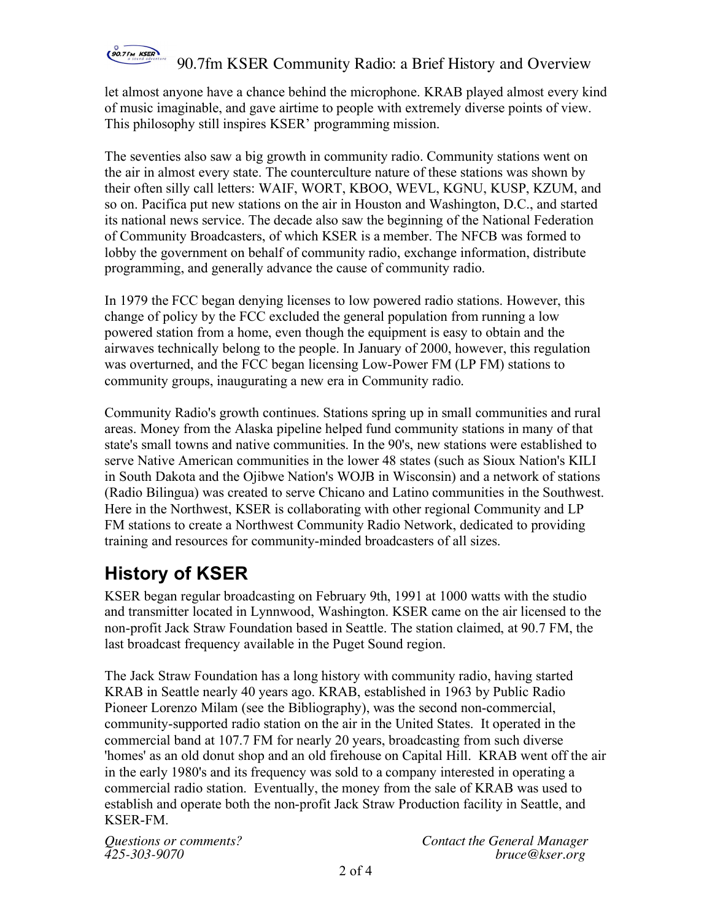let almost anyone have a chance behind the microphone. KRAB played almost every kind of music imaginable, and gave airtime to people with extremely diverse points of view. This philosophy still inspires KSER' programming mission.

The seventies also saw a big growth in community radio. Community stations went on the air in almost every state. The counterculture nature of these stations was shown by their often silly call letters: WAIF, WORT, KBOO, WEVL, KGNU, KUSP, KZUM, and so on. Pacifica put new stations on the air in Houston and Washington, D.C., and started its national news service. The decade also saw the beginning of the National Federation of Community Broadcasters, of which KSER is a member. The NFCB was formed to lobby the government on behalf of community radio, exchange information, distribute programming, and generally advance the cause of community radio.

In 1979 the FCC began denying licenses to low powered radio stations. However, this change of policy by the FCC excluded the general population from running a low powered station from a home, even though the equipment is easy to obtain and the airwaves technically belong to the people. In January of 2000, however, this regulation was overturned, and the FCC began licensing Low-Power FM (LP FM) stations to community groups, inaugurating a new era in Community radio.

Community Radio's growth continues. Stations spring up in small communities and rural areas. Money from the Alaska pipeline helped fund community stations in many of that state's small towns and native communities. In the 90's, new stations were established to serve Native American communities in the lower 48 states (such as Sioux Nation's KILI in South Dakota and the Ojibwe Nation's WOJB in Wisconsin) and a network of stations (Radio Bilingua) was created to serve Chicano and Latino communities in the Southwest. Here in the Northwest, KSER is collaborating with other regional Community and LP FM stations to create a Northwest Community Radio Network, dedicated to providing training and resources for community-minded broadcasters of all sizes.

## History of KSER

KSER began regular broadcasting on February 9th, 1991 at 1000 watts with the studio and transmitter located in Lynnwood, Washington. KSER came on the air licensed to the non-profit Jack Straw Foundation based in Seattle. The station claimed, at 90.7 FM, the last broadcast frequency available in the Puget Sound region.

The Jack Straw Foundation has a long history with community radio, having started KRAB in Seattle nearly 40 years ago. KRAB, established in 1963 by Public Radio Pioneer Lorenzo Milam (see the Bibliography), was the second non-commercial, community-supported radio station on the air in the United States. It operated in the commercial band at 107.7 FM for nearly 20 years, broadcasting from such diverse 'homes' as an old donut shop and an old firehouse on Capital Hill. KRAB went off the air in the early 1980's and its frequency was sold to a company interested in operating a commercial radio station. Eventually, the money from the sale of KRAB was used to establish and operate both the non-profit Jack Straw Production facility in Seattle, and KSER-FM.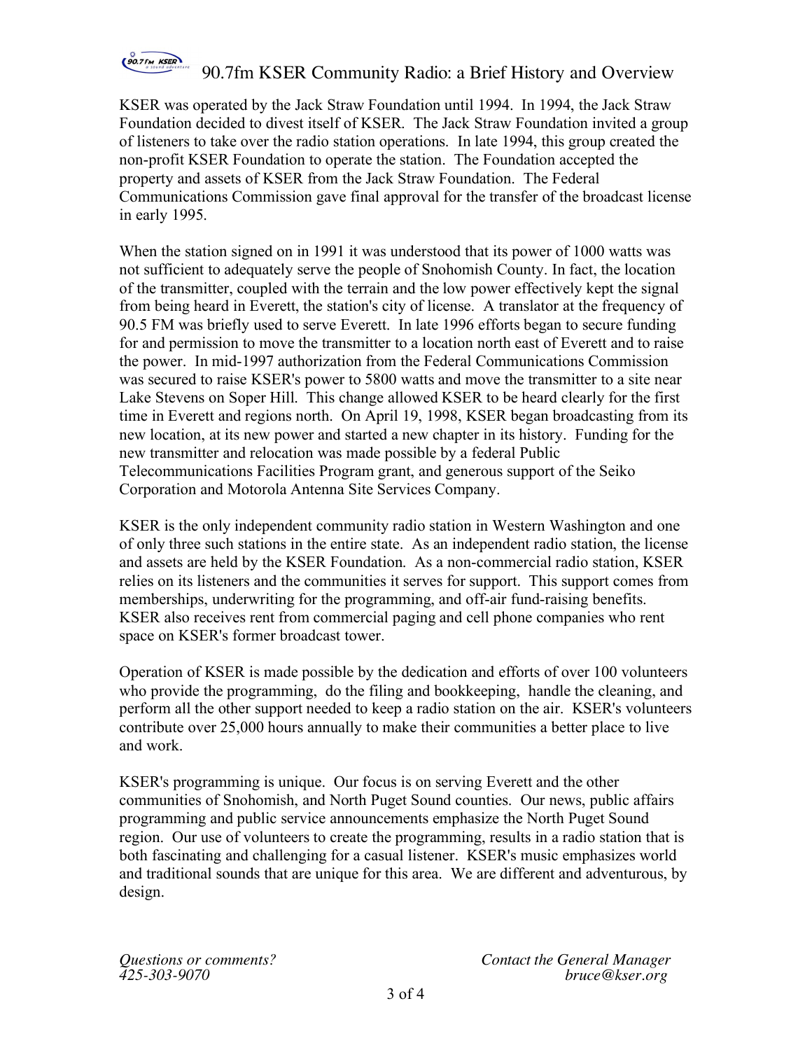# 90.7fm KSER Community Radio: a Brief History and Overview

KSER was operated by the Jack Straw Foundation until 1994. In 1994, the Jack Straw Foundation decided to divest itself of KSER. The Jack Straw Foundation invited a group of listeners to take over the radio station operations. In late 1994, this group created the non-profit KSER Foundation to operate the station. The Foundation accepted the property and assets of KSER from the Jack Straw Foundation. The Federal Communications Commission gave final approval for the transfer of the broadcast license in early 1995.

When the station signed on in 1991 it was understood that its power of 1000 watts was not sufficient to adequately serve the people of Snohomish County. In fact, the location of the transmitter, coupled with the terrain and the low power effectively kept the signal from being heard in Everett, the station's city of license. A translator at the frequency of 90.5 FM was briefly used to serve Everett. In late 1996 efforts began to secure funding for and permission to move the transmitter to a location north east of Everett and to raise the power. In mid-1997 authorization from the Federal Communications Commission was secured to raise KSER's power to 5800 watts and move the transmitter to a site near Lake Stevens on Soper Hill. This change allowed KSER to be heard clearly for the first time in Everett and regions north. On April 19, 1998, KSER began broadcasting from its new location, at its new power and started a new chapter in its history. Funding for the new transmitter and relocation was made possible by a federal Public Telecommunications Facilities Program grant, and generous support of the Seiko Corporation and Motorola Antenna Site Services Company.

KSER is the only independent community radio station in Western Washington and one of only three such stations in the entire state. As an independent radio station, the license and assets are held by the KSER Foundation. As a non-commercial radio station, KSER relies on its listeners and the communities it serves for support. This support comes from memberships, underwriting for the programming, and off-air fund-raising benefits. KSER also receives rent from commercial paging and cell phone companies who rent space on KSER's former broadcast tower.

Operation of KSER is made possible by the dedication and efforts of over 100 volunteers who provide the programming, do the filing and bookkeeping, handle the cleaning, and perform all the other support needed to keep a radio station on the air. KSER's volunteers contribute over 25,000 hours annually to make their communities a better place to live and work.

KSER's programming is unique. Our focus is on serving Everett and the other communities of Snohomish, and North Puget Sound counties. Our news, public affairs programming and public service announcements emphasize the North Puget Sound region. Our use of volunteers to create the programming, results in a radio station that is both fascinating and challenging for a casual listener. KSER's music emphasizes world and traditional sounds that are unique for this area. We are different and adventurous, by design.

*Questions or comments?* *Contact the General Manager*
*425-303-9070* *bruce@kser.org*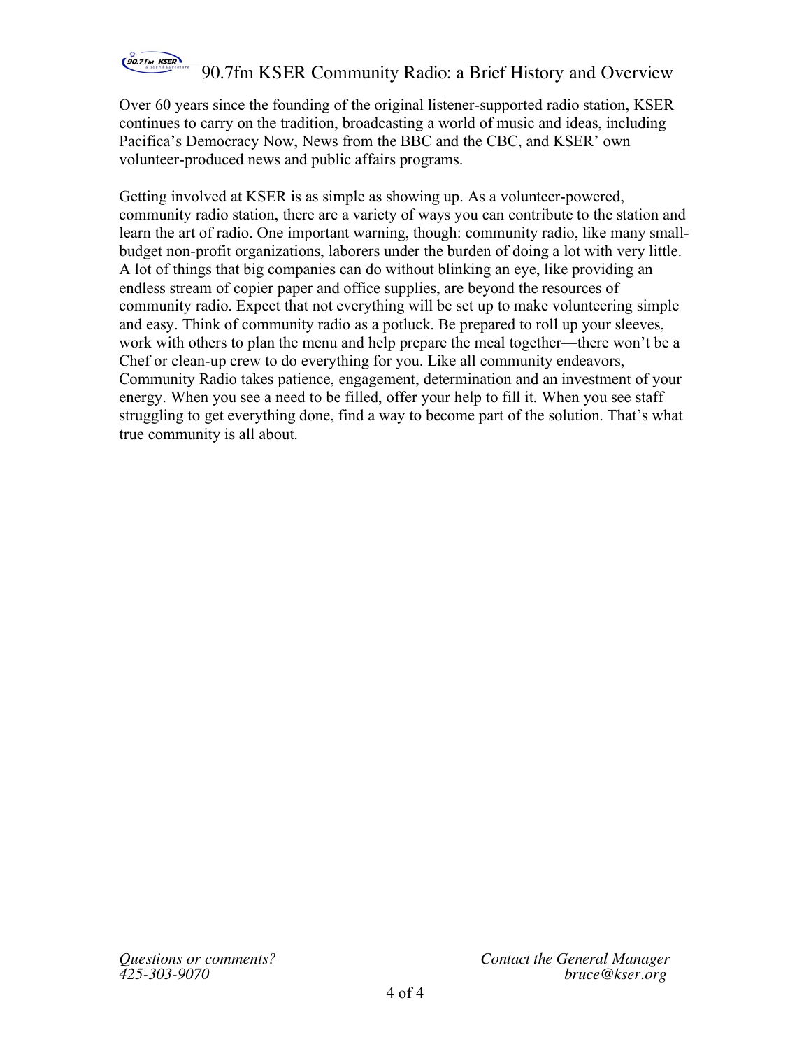Over 60 years since the founding of the original listener-supported radio station, KSER continues to carry on the tradition, broadcasting a world of music and ideas, including Pacifica's Democracy Now, News from the BBC and the CBC, and KSER' own volunteer-produced news and public affairs programs.

Getting involved at KSER is as simple as showing up. As a volunteer-powered, community radio station, there are a variety of ways you can contribute to the station and learn the art of radio. One important warning, though: community radio, like many small-budget non-profit organizations, laborers under the burden of doing a lot with very little. A lot of things that big companies can do without blinking an eye, like providing an endless stream of copier paper and office supplies, are beyond the resources of community radio. Expect that not everything will be set up to make volunteering simple and easy. Think of community radio as a potluck. Be prepared to roll up your sleeves, work with others to plan the menu and help prepare the meal together—there won't be a Chef or clean-up crew to do everything for you. Like all community endeavors, Community Radio takes patience, engagement, determination and an investment of your energy. When you see a need to be filled, offer your help to fill it. When you see staff struggling to get everything done, find a way to become part of the solution. That's what true community is all about.